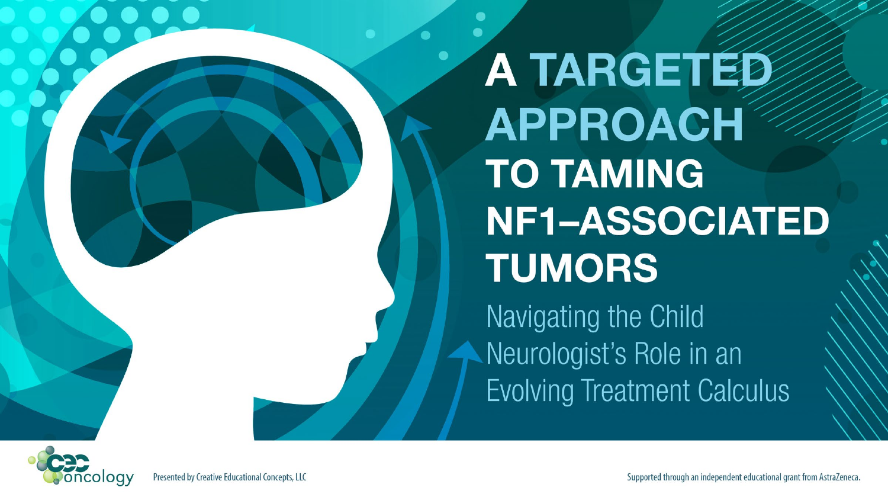# A TARGETED APPROACH TO TAMING NF1–ASSOCIATED TUMORS

## Navigating the Child Neurologist's Role in an Evolving Treatment Calculus

Presented by Creative Educational Concepts, LLC

Supported through an independent educational grant from AstraZeneca.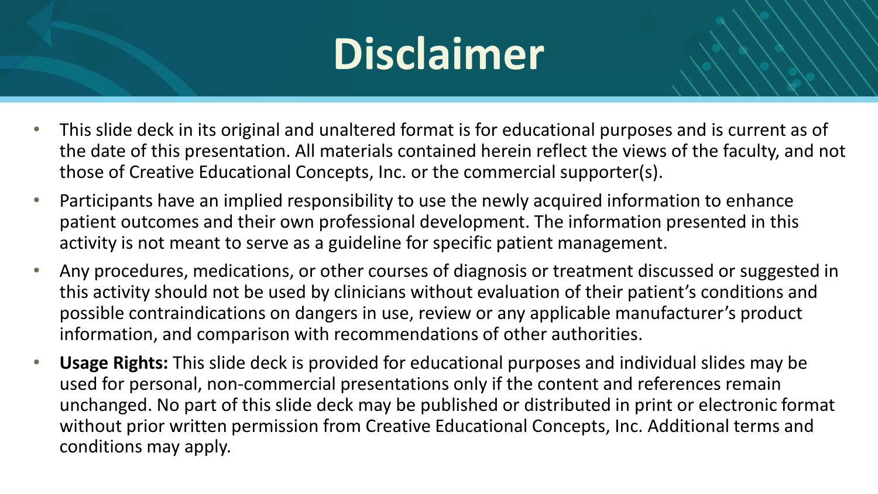# Disclaimer

- This slide deck in its original and unaltered format is for educational purposes and is current as of the date of this presentation. All materials contained herein reflect the views of the faculty, and not those of Creative Educational Concepts, Inc. or the commercial supporter(s).
- Participants have an implied responsibility to use the newly acquired information to enhance patient outcomes and their own professional development. The information presented in this activity is not meant to serve as a guideline for specific patient management.
- Any procedures, medications, or other courses of diagnosis or treatment discussed or suggested in this activity should not be used by clinicians without evaluation of their patient's conditions and possible contraindications on dangers in use, review or any applicable manufacturer's product information, and comparison with recommendations of other authorities.
- **Usage Rights:** This slide deck is provided for educational purposes and individual slides may be used for personal, non-commercial presentations only if the content and references remain unchanged. No part of this slide deck may be published or distributed in print or electronic format without prior written permission from Creative Educational Concepts, Inc. Additional terms and conditions may apply.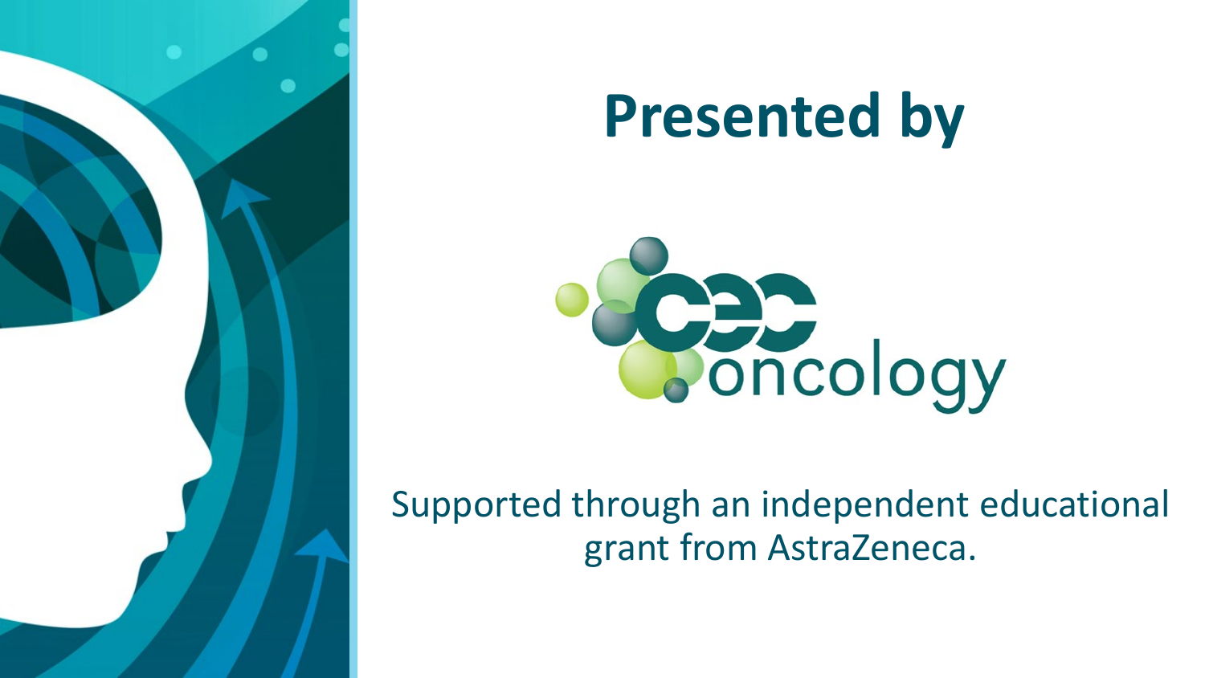# Presented by

cec oncology

Supported through an independent educational grant from AstraZeneca.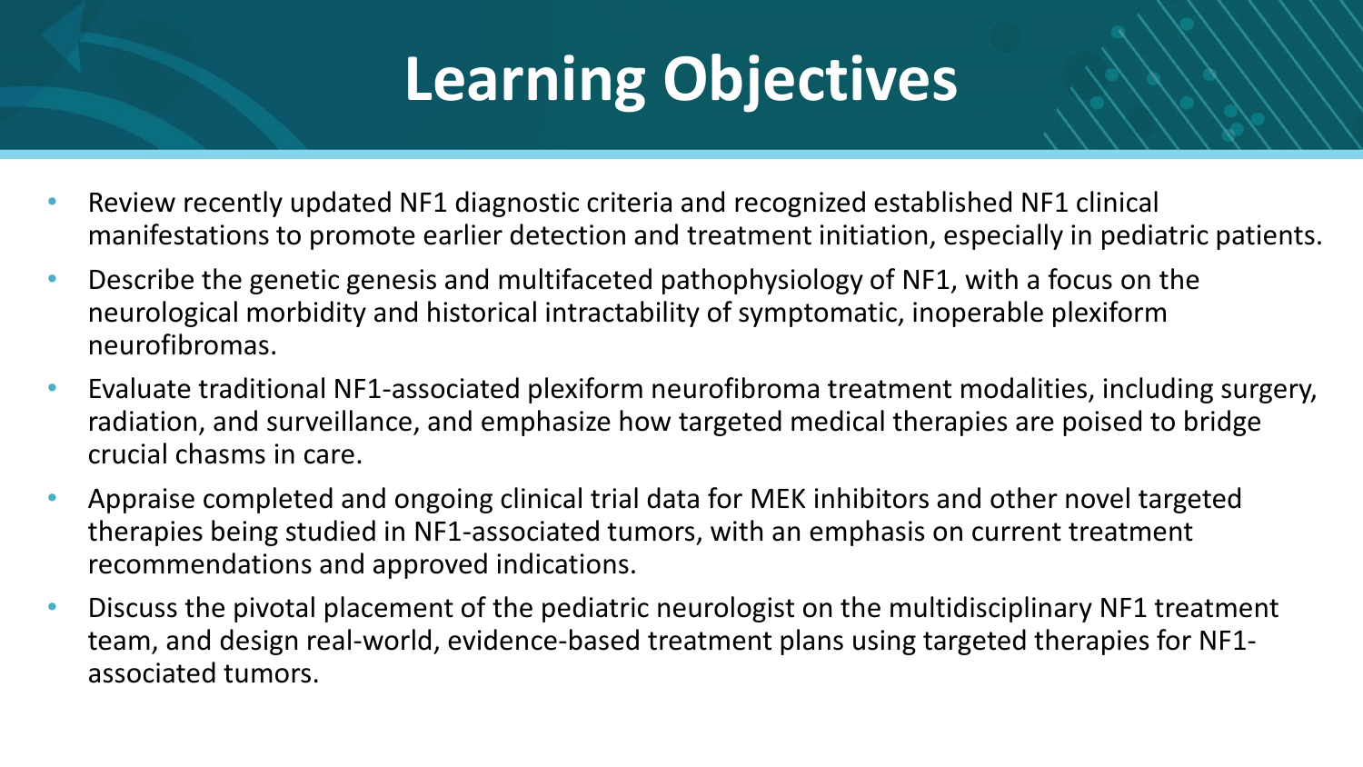# Learning Objectives

- Review recently updated NF1 diagnostic criteria and recognized established NF1 clinical manifestations to promote earlier detection and treatment initiation, especially in pediatric patients.
- Describe the genetic genesis and multifaceted pathophysiology of NF1, with a focus on the neurological morbidity and historical intractability of symptomatic, inoperable plexiform neurofibromas.
- Evaluate traditional NF1-associated plexiform neurofibroma treatment modalities, including surgery, radiation, and surveillance, and emphasize how targeted medical therapies are poised to bridge crucial chasms in care.
- Appraise completed and ongoing clinical trial data for MEK inhibitors and other novel targeted therapies being studied in NF1-associated tumors, with an emphasis on current treatment recommendations and approved indications.
- Discuss the pivotal placement of the pediatric neurologist on the multidisciplinary NF1 treatment team, and design real-world, evidence-based treatment plans using targeted therapies for NF1-associated tumors.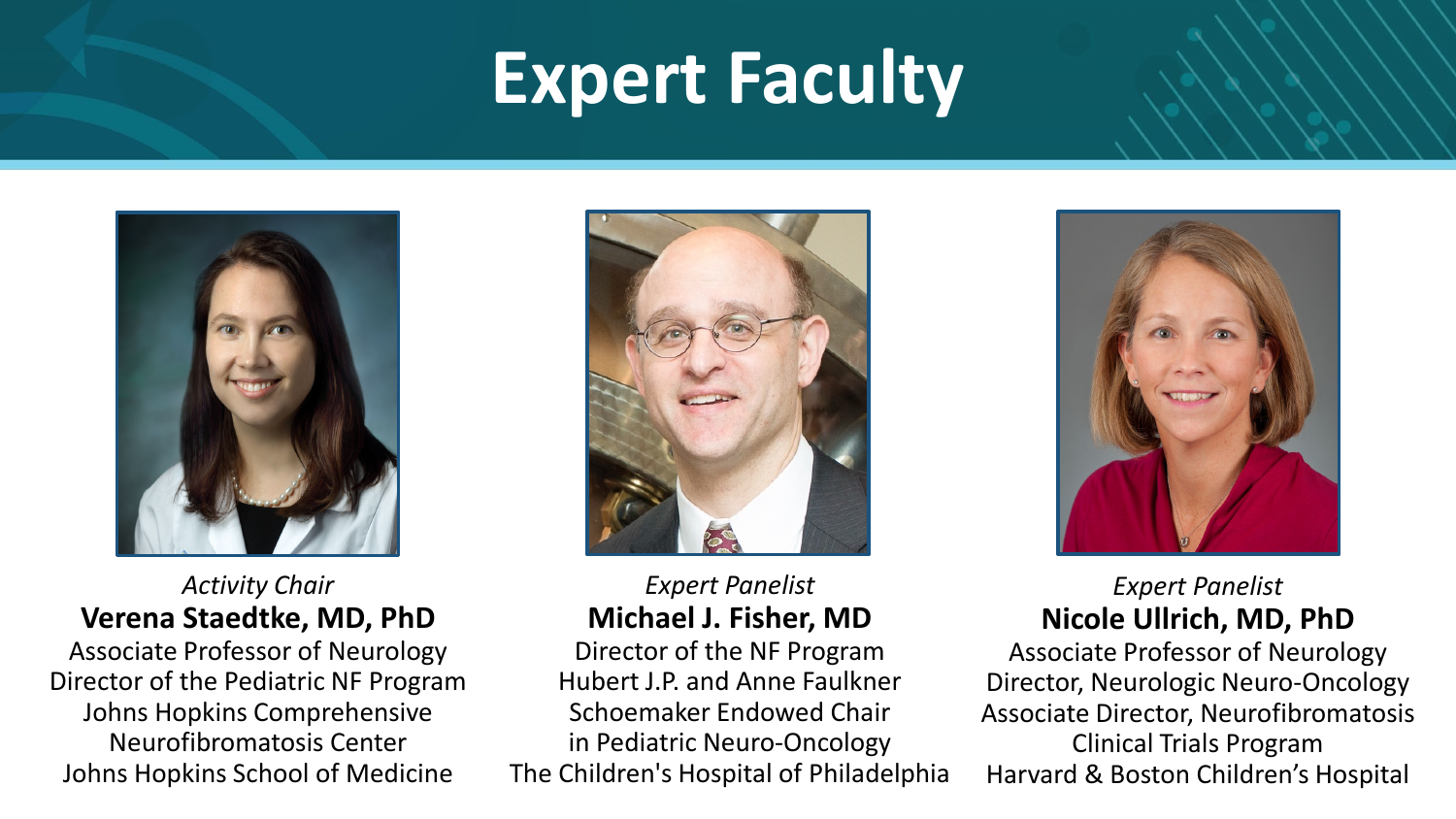# Expert Faculty

*Activity Chair*
**Verena Staedtke, MD, PhD**
Associate Professor of Neurology
Director of the Pediatric NF Program
Johns Hopkins Comprehensive Neurofibromatosis Center
Johns Hopkins School of Medicine

*Expert Panelist*
**Michael J. Fisher, MD**
Director of the NF Program
Hubert J.P. and Anne Faulkner Schoemaker Endowed Chair in Pediatric Neuro-Oncology
The Children's Hospital of Philadelphia

*Expert Panelist*
**Nicole Ullrich, MD, PhD**
Associate Professor of Neurology
Director, Neurologic Neuro-Oncology
Associate Director, Neurofibromatosis Clinical Trials Program
Harvard & Boston Children's Hospital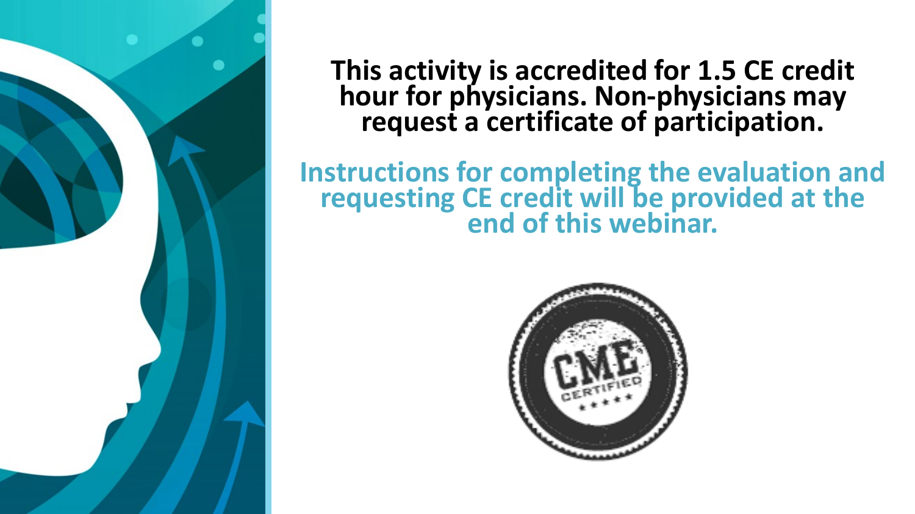**This activity is accredited for 1.5 CE credit hour for physicians. Non-physicians may request a certificate of participation.**

**Instructions for completing the evaluation and requesting CE credit will be provided at the end of this webinar.**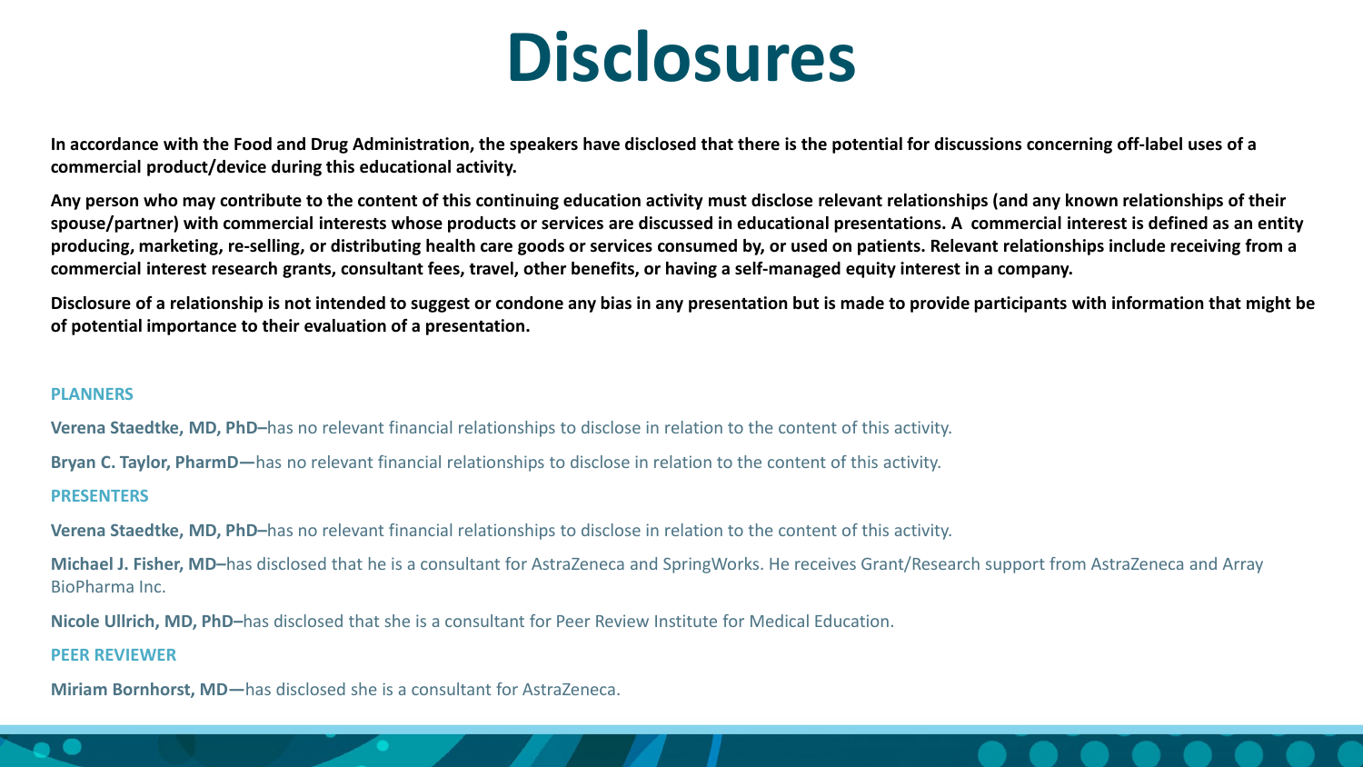# Disclosures

**In accordance with the Food and Drug Administration, the speakers have disclosed that there is the potential for discussions concerning off-label uses of a commercial product/device during this educational activity.**

**Any person who may contribute to the content of this continuing education activity must disclose relevant relationships (and any known relationships of their spouse/partner) with commercial interests whose products or services are discussed in educational presentations. A commercial interest is defined as an entity producing, marketing, re-selling, or distributing health care goods or services consumed by, or used on patients. Relevant relationships include receiving from a commercial interest research grants, consultant fees, travel, other benefits, or having a self-managed equity interest in a company.**

**Disclosure of a relationship is not intended to suggest or condone any bias in any presentation but is made to provide participants with information that might be of potential importance to their evaluation of a presentation.**

**PLANNERS**

**Verena Staedtke, MD, PhD–**has no relevant financial relationships to disclose in relation to the content of this activity.

**Bryan C. Taylor, PharmD—**has no relevant financial relationships to disclose in relation to the content of this activity.

**PRESENTERS**

**Verena Staedtke, MD, PhD–**has no relevant financial relationships to disclose in relation to the content of this activity.

**Michael J. Fisher, MD–**has disclosed that he is a consultant for AstraZeneca and SpringWorks. He receives Grant/Research support from AstraZeneca and Array BioPharma Inc.

**Nicole Ullrich, MD, PhD–**has disclosed that she is a consultant for Peer Review Institute for Medical Education.

**PEER REVIEWER**

**Miriam Bornhorst, MD—**has disclosed she is a consultant for AstraZeneca.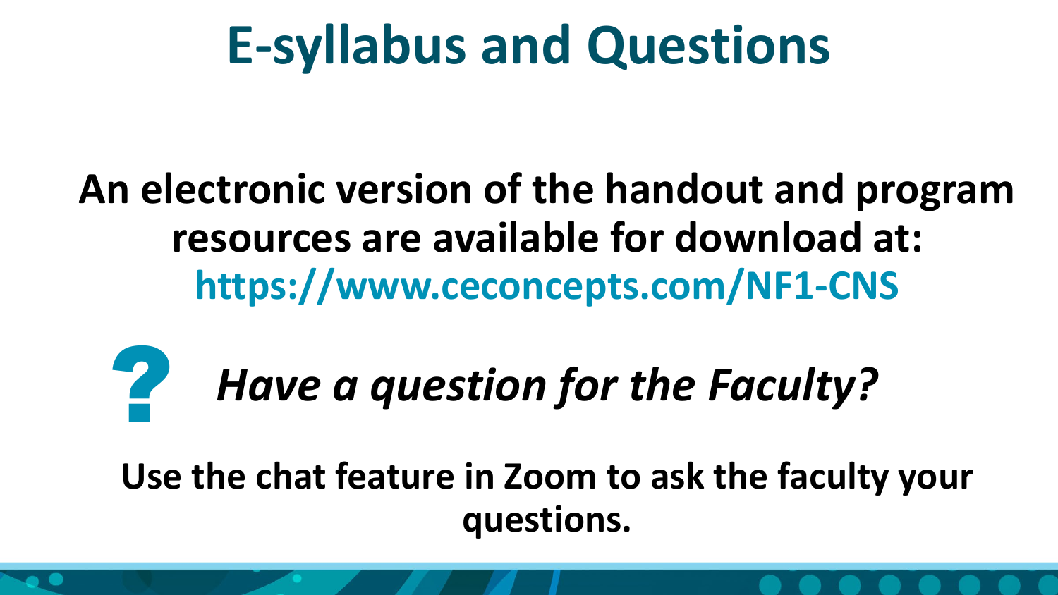# E-syllabus and Questions

**An electronic version of the handout and program resources are available for download at:**
**https://www.ceconcepts.com/NF1-CNS**

## ***Have a question for the Faculty?***

**Use the chat feature in Zoom to ask the faculty your questions.**